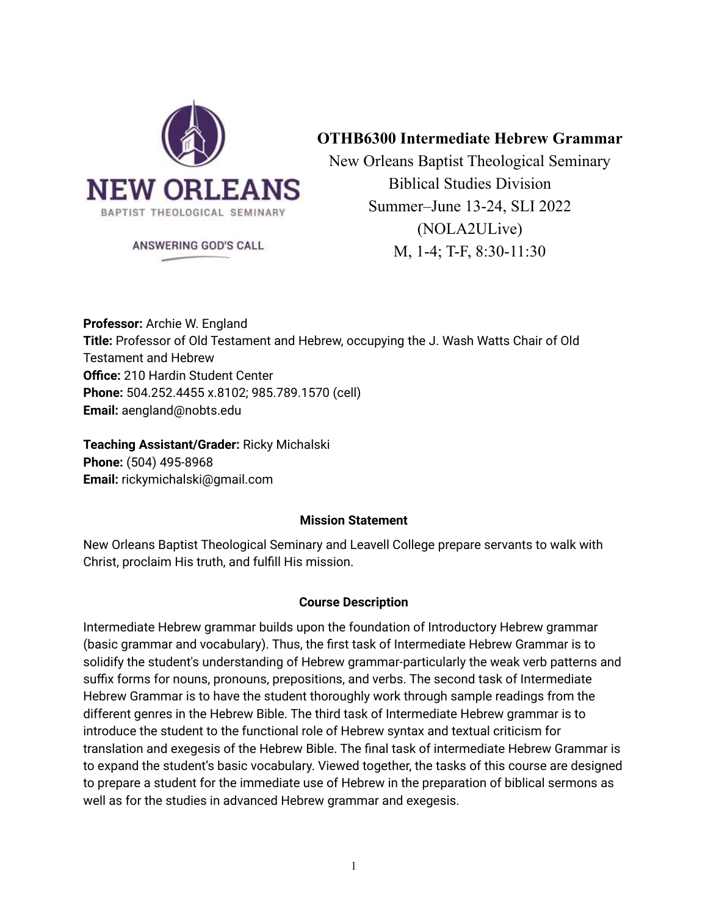NEW ORLEANS
BAPTIST THEOLOGICAL SEMINARY
ANSWERING GOD'S CALL

# OTHB6300 Intermediate Hebrew Grammar

New Orleans Baptist Theological Seminary
Biblical Studies Division
Summer–June 13-24, SLI 2022
(NOLA2ULive)
M, 1-4; T-F, 8:30-11:30

**Professor:** Archie W. England
**Title:** Professor of Old Testament and Hebrew, occupying the J. Wash Watts Chair of Old Testament and Hebrew
**Office:** 210 Hardin Student Center
**Phone:** 504.252.4455 x.8102; 985.789.1570 (cell)
**Email:** aengland@nobts.edu

**Teaching Assistant/Grader:** Ricky Michalski
**Phone:** (504) 495-8968
**Email:** rickymichalski@gmail.com

## Mission Statement

New Orleans Baptist Theological Seminary and Leavell College prepare servants to walk with Christ, proclaim His truth, and fulfill His mission.

## Course Description

Intermediate Hebrew grammar builds upon the foundation of Introductory Hebrew grammar (basic grammar and vocabulary). Thus, the first task of Intermediate Hebrew Grammar is to solidify the student's understanding of Hebrew grammar-particularly the weak verb patterns and suffix forms for nouns, pronouns, prepositions, and verbs. The second task of Intermediate Hebrew Grammar is to have the student thoroughly work through sample readings from the different genres in the Hebrew Bible. The third task of Intermediate Hebrew grammar is to introduce the student to the functional role of Hebrew syntax and textual criticism for translation and exegesis of the Hebrew Bible. The final task of intermediate Hebrew Grammar is to expand the student's basic vocabulary. Viewed together, the tasks of this course are designed to prepare a student for the immediate use of Hebrew in the preparation of biblical sermons as well as for the studies in advanced Hebrew grammar and exegesis.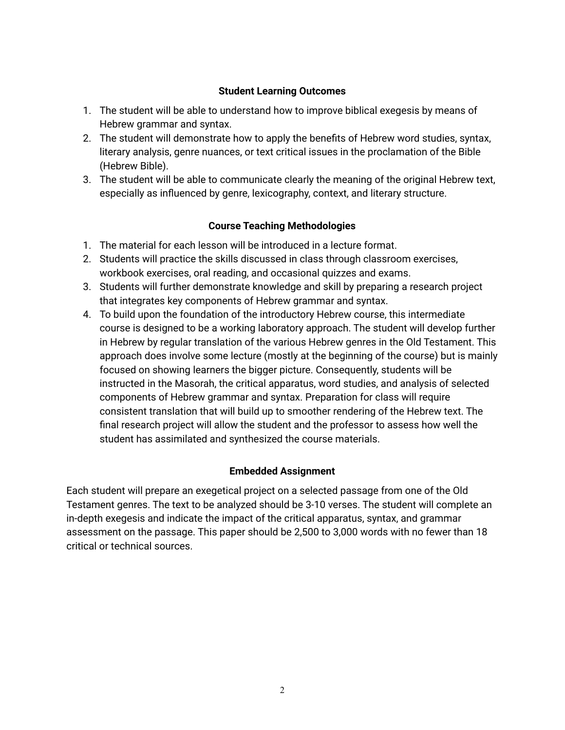## Student Learning Outcomes

1. The student will be able to understand how to improve biblical exegesis by means of Hebrew grammar and syntax.
2. The student will demonstrate how to apply the benefits of Hebrew word studies, syntax, literary analysis, genre nuances, or text critical issues in the proclamation of the Bible (Hebrew Bible).
3. The student will be able to communicate clearly the meaning of the original Hebrew text, especially as influenced by genre, lexicography, context, and literary structure.

## Course Teaching Methodologies

1. The material for each lesson will be introduced in a lecture format.
2. Students will practice the skills discussed in class through classroom exercises, workbook exercises, oral reading, and occasional quizzes and exams.
3. Students will further demonstrate knowledge and skill by preparing a research project that integrates key components of Hebrew grammar and syntax.
4. To build upon the foundation of the introductory Hebrew course, this intermediate course is designed to be a working laboratory approach. The student will develop further in Hebrew by regular translation of the various Hebrew genres in the Old Testament. This approach does involve some lecture (mostly at the beginning of the course) but is mainly focused on showing learners the bigger picture. Consequently, students will be instructed in the Masorah, the critical apparatus, word studies, and analysis of selected components of Hebrew grammar and syntax. Preparation for class will require consistent translation that will build up to smoother rendering of the Hebrew text. The final research project will allow the student and the professor to assess how well the student has assimilated and synthesized the course materials.

## Embedded Assignment

Each student will prepare an exegetical project on a selected passage from one of the Old Testament genres. The text to be analyzed should be 3-10 verses. The student will complete an in-depth exegesis and indicate the impact of the critical apparatus, syntax, and grammar assessment on the passage. This paper should be 2,500 to 3,000 words with no fewer than 18 critical or technical sources.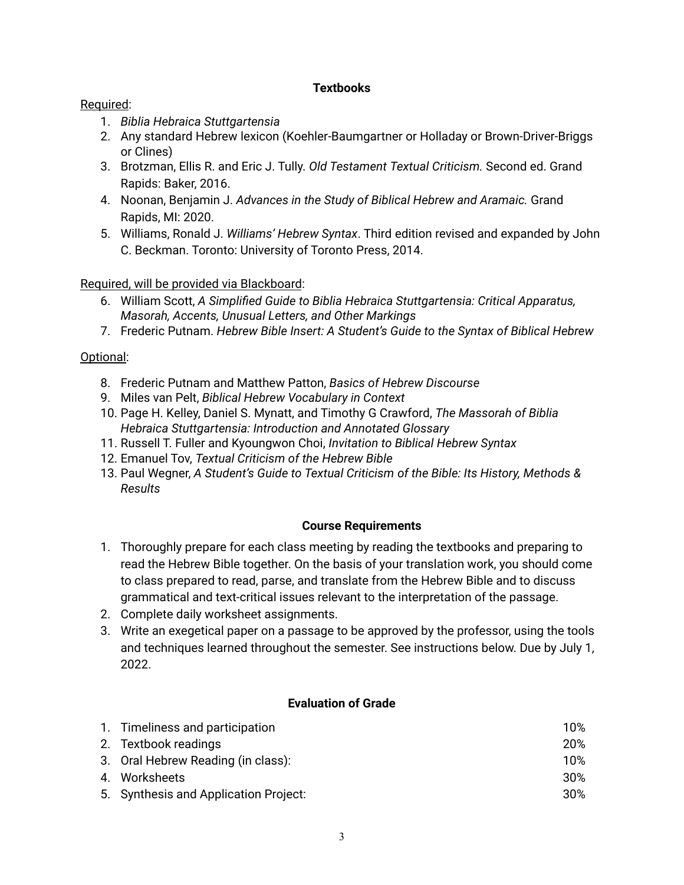## Textbooks

Required:

1. *Biblia Hebraica Stuttgartensia*
2. Any standard Hebrew lexicon (Koehler-Baumgartner or Holladay or Brown-Driver-Briggs or Clines)
3. Brotzman, Ellis R. and Eric J. Tully. *Old Testament Textual Criticism.* Second ed. Grand Rapids: Baker, 2016.
4. Noonan, Benjamin J. *Advances in the Study of Biblical Hebrew and Aramaic.* Grand Rapids, MI: 2020.
5. Williams, Ronald J. *Williams' Hebrew Syntax*. Third edition revised and expanded by John C. Beckman. Toronto: University of Toronto Press, 2014.

Required, will be provided via Blackboard:

6. William Scott, *A Simplified Guide to Biblia Hebraica Stuttgartensia: Critical Apparatus, Masorah, Accents, Unusual Letters, and Other Markings*
7. Frederic Putnam. *Hebrew Bible Insert: A Student's Guide to the Syntax of Biblical Hebrew*

Optional:

8. Frederic Putnam and Matthew Patton, *Basics of Hebrew Discourse*
9. Miles van Pelt, *Biblical Hebrew Vocabulary in Context*
10. Page H. Kelley, Daniel S. Mynatt, and Timothy G Crawford, *The Massorah of Biblia Hebraica Stuttgartensia: Introduction and Annotated Glossary*
11. Russell T. Fuller and Kyoungwon Choi, *Invitation to Biblical Hebrew Syntax*
12. Emanuel Tov, *Textual Criticism of the Hebrew Bible*
13. Paul Wegner, *A Student's Guide to Textual Criticism of the Bible: Its History, Methods & Results*

## Course Requirements

1. Thoroughly prepare for each class meeting by reading the textbooks and preparing to read the Hebrew Bible together. On the basis of your translation work, you should come to class prepared to read, parse, and translate from the Hebrew Bible and to discuss grammatical and text-critical issues relevant to the interpretation of the passage.
2. Complete daily worksheet assignments.
3. Write an exegetical paper on a passage to be approved by the professor, using the tools and techniques learned throughout the semester. See instructions below. Due by July 1, 2022.

## Evaluation of Grade

| | |
|---|---|
| 1. Timeliness and participation | 10% |
| 2. Textbook readings | 20% |
| 3. Oral Hebrew Reading (in class): | 10% |
| 4. Worksheets | 30% |
| 5. Synthesis and Application Project: | 30% |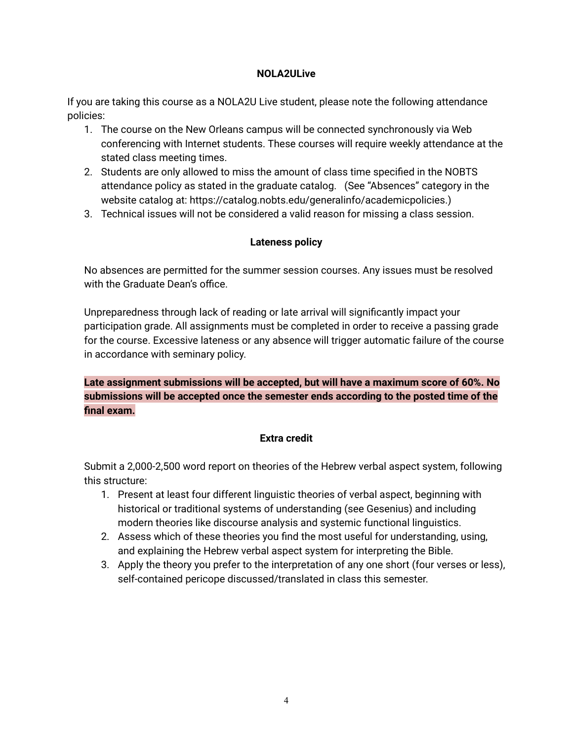**NOLA2ULive**

If you are taking this course as a NOLA2U Live student, please note the following attendance policies:

1. The course on the New Orleans campus will be connected synchronously via Web conferencing with Internet students. These courses will require weekly attendance at the stated class meeting times.
2. Students are only allowed to miss the amount of class time specified in the NOBTS attendance policy as stated in the graduate catalog. (See "Absences" category in the website catalog at: https://catalog.nobts.edu/generalinfo/academicpolicies.)
3. Technical issues will not be considered a valid reason for missing a class session.

**Lateness policy**

No absences are permitted for the summer session courses. Any issues must be resolved with the Graduate Dean's office.

Unpreparedness through lack of reading or late arrival will significantly impact your participation grade. All assignments must be completed in order to receive a passing grade for the course. Excessive lateness or any absence will trigger automatic failure of the course in accordance with seminary policy.

**Late assignment submissions will be accepted, but will have a maximum score of 60%. No submissions will be accepted once the semester ends according to the posted time of the final exam.**

**Extra credit**

Submit a 2,000-2,500 word report on theories of the Hebrew verbal aspect system, following this structure:

1. Present at least four different linguistic theories of verbal aspect, beginning with historical or traditional systems of understanding (see Gesenius) and including modern theories like discourse analysis and systemic functional linguistics.
2. Assess which of these theories you find the most useful for understanding, using, and explaining the Hebrew verbal aspect system for interpreting the Bible.
3. Apply the theory you prefer to the interpretation of any one short (four verses or less), self-contained pericope discussed/translated in class this semester.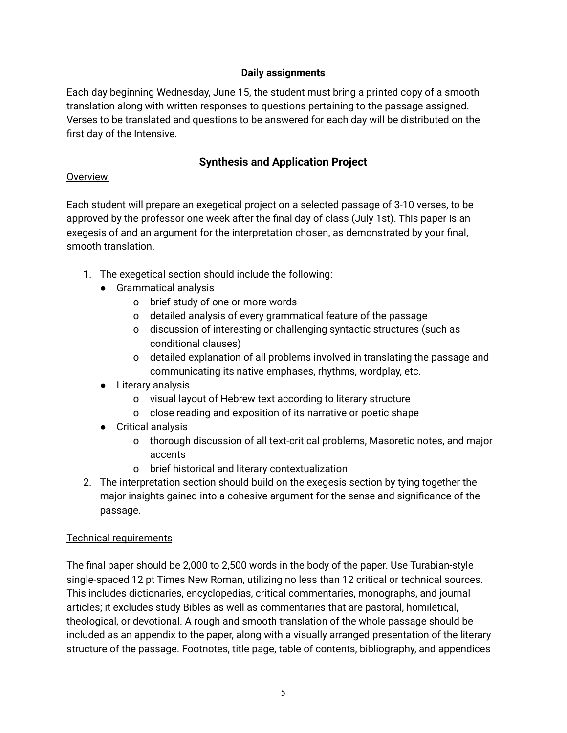**Daily assignments**

Each day beginning Wednesday, June 15, the student must bring a printed copy of a smooth translation along with written responses to questions pertaining to the passage assigned. Verses to be translated and questions to be answered for each day will be distributed on the first day of the Intensive.

## Synthesis and Application Project

Overview

Each student will prepare an exegetical project on a selected passage of 3-10 verses, to be approved by the professor one week after the final day of class (July 1st). This paper is an exegesis of and an argument for the interpretation chosen, as demonstrated by your final, smooth translation.

1. The exegetical section should include the following:
   - Grammatical analysis
     - brief study of one or more words
     - detailed analysis of every grammatical feature of the passage
     - discussion of interesting or challenging syntactic structures (such as conditional clauses)
     - detailed explanation of all problems involved in translating the passage and communicating its native emphases, rhythms, wordplay, etc.
   - Literary analysis
     - visual layout of Hebrew text according to literary structure
     - close reading and exposition of its narrative or poetic shape
   - Critical analysis
     - thorough discussion of all text-critical problems, Masoretic notes, and major accents
     - brief historical and literary contextualization
2. The interpretation section should build on the exegesis section by tying together the major insights gained into a cohesive argument for the sense and significance of the passage.

Technical requirements

The final paper should be 2,000 to 2,500 words in the body of the paper. Use Turabian-style single-spaced 12 pt Times New Roman, utilizing no less than 12 critical or technical sources. This includes dictionaries, encyclopedias, critical commentaries, monographs, and journal articles; it excludes study Bibles as well as commentaries that are pastoral, homiletical, theological, or devotional. A rough and smooth translation of the whole passage should be included as an appendix to the paper, along with a visually arranged presentation of the literary structure of the passage. Footnotes, title page, table of contents, bibliography, and appendices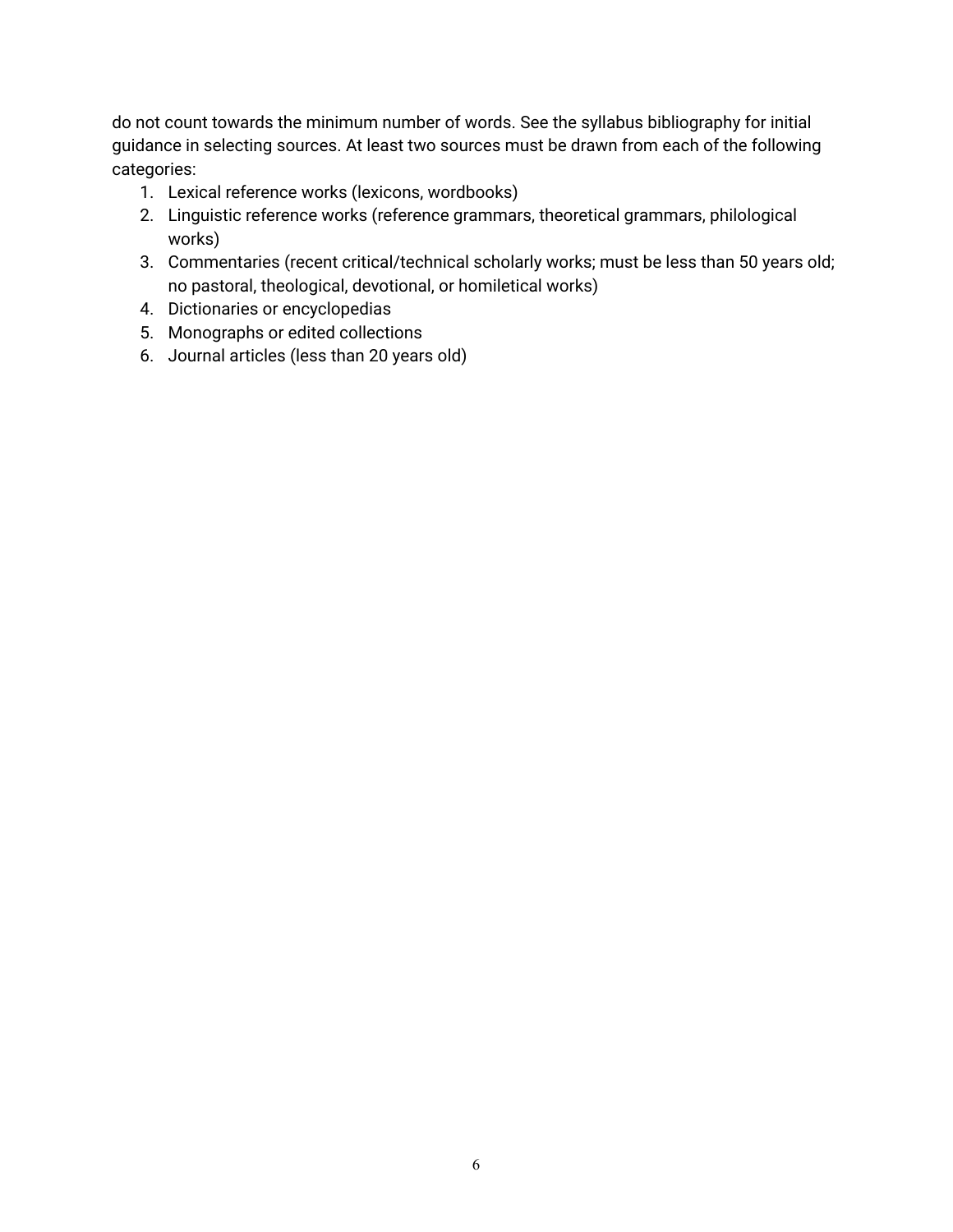do not count towards the minimum number of words. See the syllabus bibliography for initial guidance in selecting sources. At least two sources must be drawn from each of the following categories:

1. Lexical reference works (lexicons, wordbooks)
2. Linguistic reference works (reference grammars, theoretical grammars, philological works)
3. Commentaries (recent critical/technical scholarly works; must be less than 50 years old; no pastoral, theological, devotional, or homiletical works)
4. Dictionaries or encyclopedias
5. Monographs or edited collections
6. Journal articles (less than 20 years old)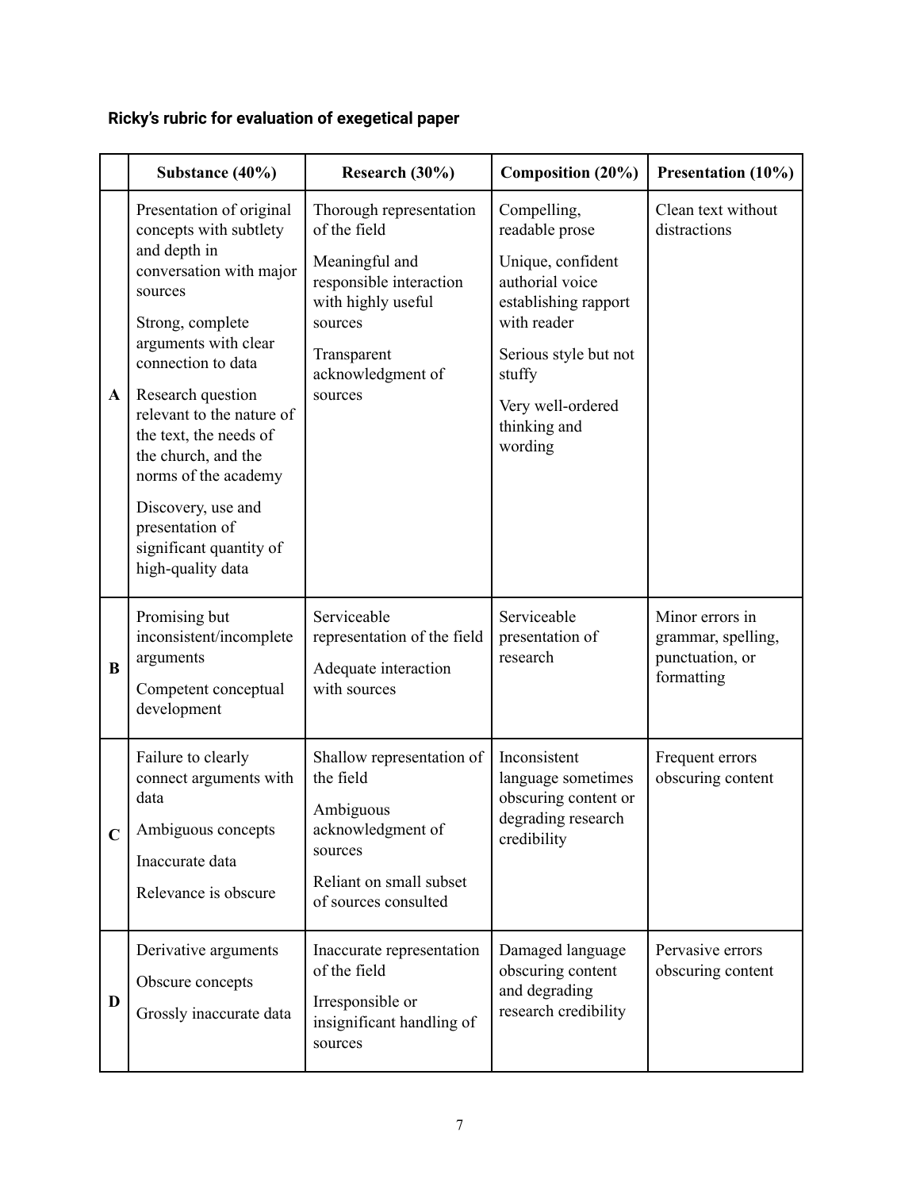**Ricky's rubric for evaluation of exegetical paper**

| | Substance (40%) | Research (30%) | Composition (20%) | Presentation (10%) |
|---|---|---|---|---|
| **A** | Presentation of original concepts with subtlety and depth in conversation with major sources<br><br>Strong, complete arguments with clear connection to data<br><br>Research question relevant to the nature of the text, the needs of the church, and the norms of the academy<br><br>Discovery, use and presentation of significant quantity of high-quality data | Thorough representation of the field<br><br>Meaningful and responsible interaction with highly useful sources<br><br>Transparent acknowledgment of sources | Compelling, readable prose<br><br>Unique, confident authorial voice establishing rapport with reader<br><br>Serious style but not stuffy<br><br>Very well-ordered thinking and wording | Clean text without distractions |
| **B** | Promising but inconsistent/incomplete arguments<br><br>Competent conceptual development | Serviceable representation of the field<br><br>Adequate interaction with sources | Serviceable presentation of research | Minor errors in grammar, spelling, punctuation, or formatting |
| **C** | Failure to clearly connect arguments with data<br><br>Ambiguous concepts<br><br>Inaccurate data<br><br>Relevance is obscure | Shallow representation of the field<br><br>Ambiguous acknowledgment of sources<br><br>Reliant on small subset of sources consulted | Inconsistent language sometimes obscuring content or degrading research credibility | Frequent errors obscuring content |
| **D** | Derivative arguments<br><br>Obscure concepts<br><br>Grossly inaccurate data | Inaccurate representation of the field<br><br>Irresponsible or insignificant handling of sources | Damaged language obscuring content and degrading research credibility | Pervasive errors obscuring content |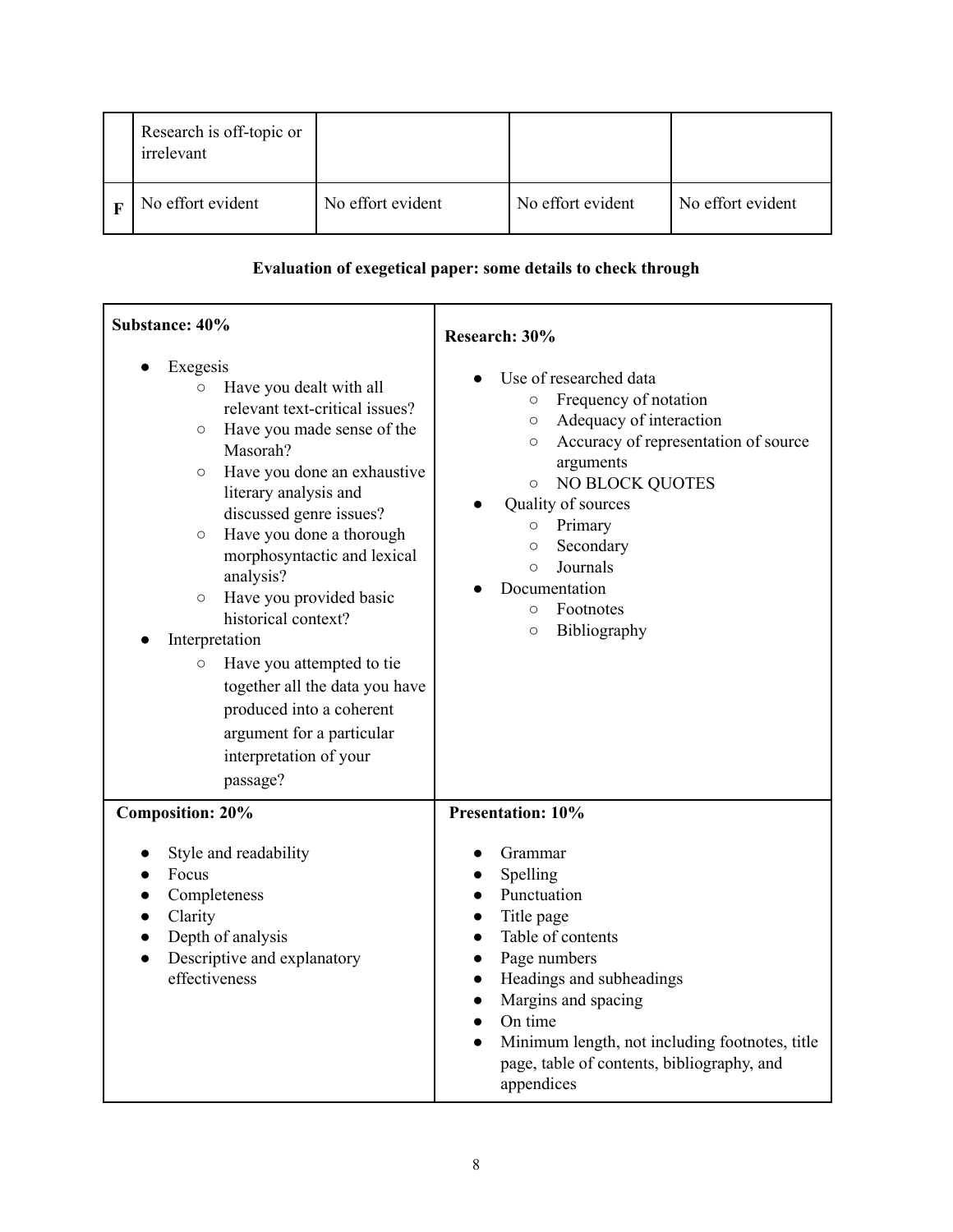|  | Research is off-topic or irrelevant |  |  |  |
| --- | --- | --- | --- | --- |
| **F** | No effort evident | No effort evident | No effort evident | No effort evident |

**Evaluation of exegetical paper: some details to check through**

**Substance: 40%**

- Exegesis
  - Have you dealt with all relevant text-critical issues?
  - Have you made sense of the Masorah?
  - Have you done an exhaustive literary analysis and discussed genre issues?
  - Have you done a thorough morphosyntactic and lexical analysis?
  - Have you provided basic historical context?
- Interpretation
  - Have you attempted to tie together all the data you have produced into a coherent argument for a particular interpretation of your passage?

**Research: 30%**

- Use of researched data
  - Frequency of notation
  - Adequacy of interaction
  - Accuracy of representation of source arguments
  - NO BLOCK QUOTES
- Quality of sources
  - Primary
  - Secondary
  - Journals
- Documentation
  - Footnotes
  - Bibliography

**Composition: 20%**

- Style and readability
- Focus
- Completeness
- Clarity
- Depth of analysis
- Descriptive and explanatory effectiveness

**Presentation: 10%**

- Grammar
- Spelling
- Punctuation
- Title page
- Table of contents
- Page numbers
- Headings and subheadings
- Margins and spacing
- On time
- Minimum length, not including footnotes, title page, table of contents, bibliography, and appendices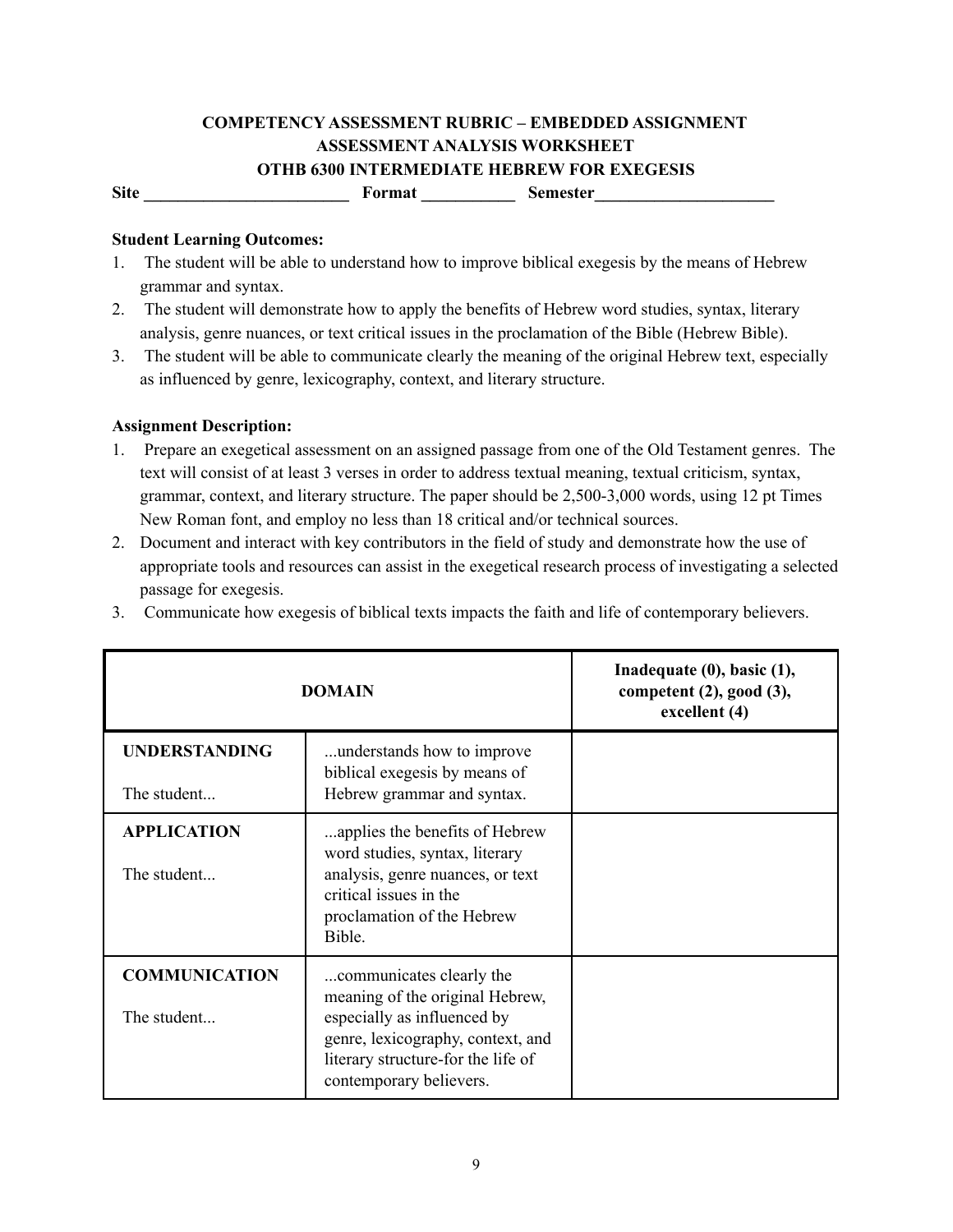**COMPETENCY ASSESSMENT RUBRIC – EMBEDDED ASSIGNMENT**
**ASSESSMENT ANALYSIS WORKSHEET**
**OTHB 6300 INTERMEDIATE HEBREW FOR EXEGESIS**

**Site** ________________________ **Format** ___________ **Semester**_____________________

**Student Learning Outcomes:**

1. The student will be able to understand how to improve biblical exegesis by the means of Hebrew grammar and syntax.
2. The student will demonstrate how to apply the benefits of Hebrew word studies, syntax, literary analysis, genre nuances, or text critical issues in the proclamation of the Bible (Hebrew Bible).
3. The student will be able to communicate clearly the meaning of the original Hebrew text, especially as influenced by genre, lexicography, context, and literary structure.

**Assignment Description:**

1. Prepare an exegetical assessment on an assigned passage from one of the Old Testament genres. The text will consist of at least 3 verses in order to address textual meaning, textual criticism, syntax, grammar, context, and literary structure. The paper should be 2,500-3,000 words, using 12 pt Times New Roman font, and employ no less than 18 critical and/or technical sources.
2. Document and interact with key contributors in the field of study and demonstrate how the use of appropriate tools and resources can assist in the exegetical research process of investigating a selected passage for exegesis.
3. Communicate how exegesis of biblical texts impacts the faith and life of contemporary believers.

| **DOMAIN** | | **Inadequate (0), basic (1), competent (2), good (3), excellent (4)** |
|---|---|---|
| **UNDERSTANDING**<br><br>The student... | ...understands how to improve biblical exegesis by means of Hebrew grammar and syntax. | |
| **APPLICATION**<br><br>The student... | ...applies the benefits of Hebrew word studies, syntax, literary analysis, genre nuances, or text critical issues in the proclamation of the Hebrew Bible. | |
| **COMMUNICATION**<br><br>The student... | ...communicates clearly the meaning of the original Hebrew, especially as influenced by genre, lexicography, context, and literary structure-for the life of contemporary believers. | |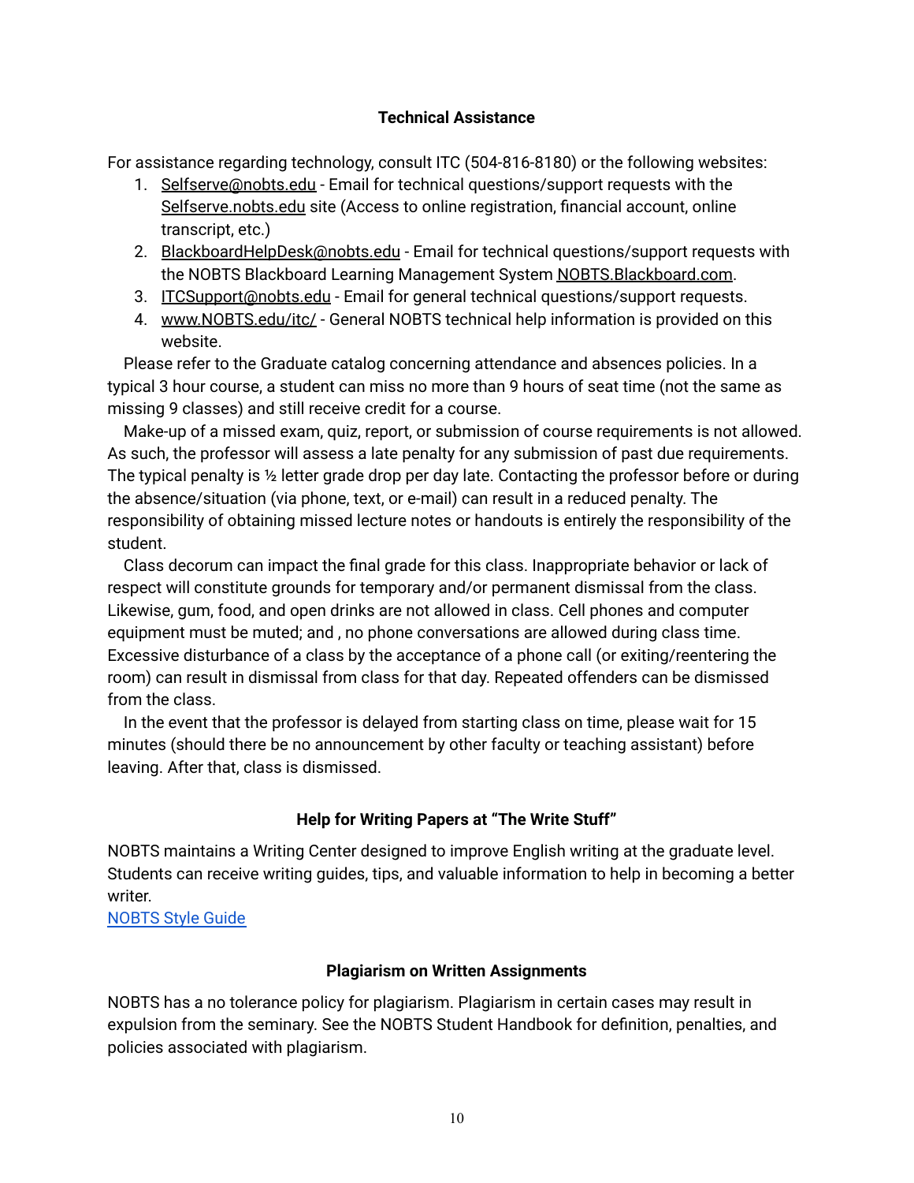### Technical Assistance

For assistance regarding technology, consult ITC (504-816-8180) or the following websites:

1. Selfserve@nobts.edu - Email for technical questions/support requests with the Selfserve.nobts.edu site (Access to online registration, financial account, online transcript, etc.)
2. BlackboardHelpDesk@nobts.edu - Email for technical questions/support requests with the NOBTS Blackboard Learning Management System NOBTS.Blackboard.com.
3. ITCSupport@nobts.edu - Email for general technical questions/support requests.
4. www.NOBTS.edu/itc/ - General NOBTS technical help information is provided on this website.

Please refer to the Graduate catalog concerning attendance and absences policies. In a typical 3 hour course, a student can miss no more than 9 hours of seat time (not the same as missing 9 classes) and still receive credit for a course.

Make-up of a missed exam, quiz, report, or submission of course requirements is not allowed. As such, the professor will assess a late penalty for any submission of past due requirements. The typical penalty is ½ letter grade drop per day late. Contacting the professor before or during the absence/situation (via phone, text, or e-mail) can result in a reduced penalty. The responsibility of obtaining missed lecture notes or handouts is entirely the responsibility of the student.

Class decorum can impact the final grade for this class. Inappropriate behavior or lack of respect will constitute grounds for temporary and/or permanent dismissal from the class. Likewise, gum, food, and open drinks are not allowed in class. Cell phones and computer equipment must be muted; and , no phone conversations are allowed during class time. Excessive disturbance of a class by the acceptance of a phone call (or exiting/reentering the room) can result in dismissal from class for that day. Repeated offenders can be dismissed from the class.

In the event that the professor is delayed from starting class on time, please wait for 15 minutes (should there be no announcement by other faculty or teaching assistant) before leaving. After that, class is dismissed.

### Help for Writing Papers at "The Write Stuff"

NOBTS maintains a Writing Center designed to improve English writing at the graduate level. Students can receive writing guides, tips, and valuable information to help in becoming a better writer.
NOBTS Style Guide

### Plagiarism on Written Assignments

NOBTS has a no tolerance policy for plagiarism. Plagiarism in certain cases may result in expulsion from the seminary. See the NOBTS Student Handbook for definition, penalties, and policies associated with plagiarism.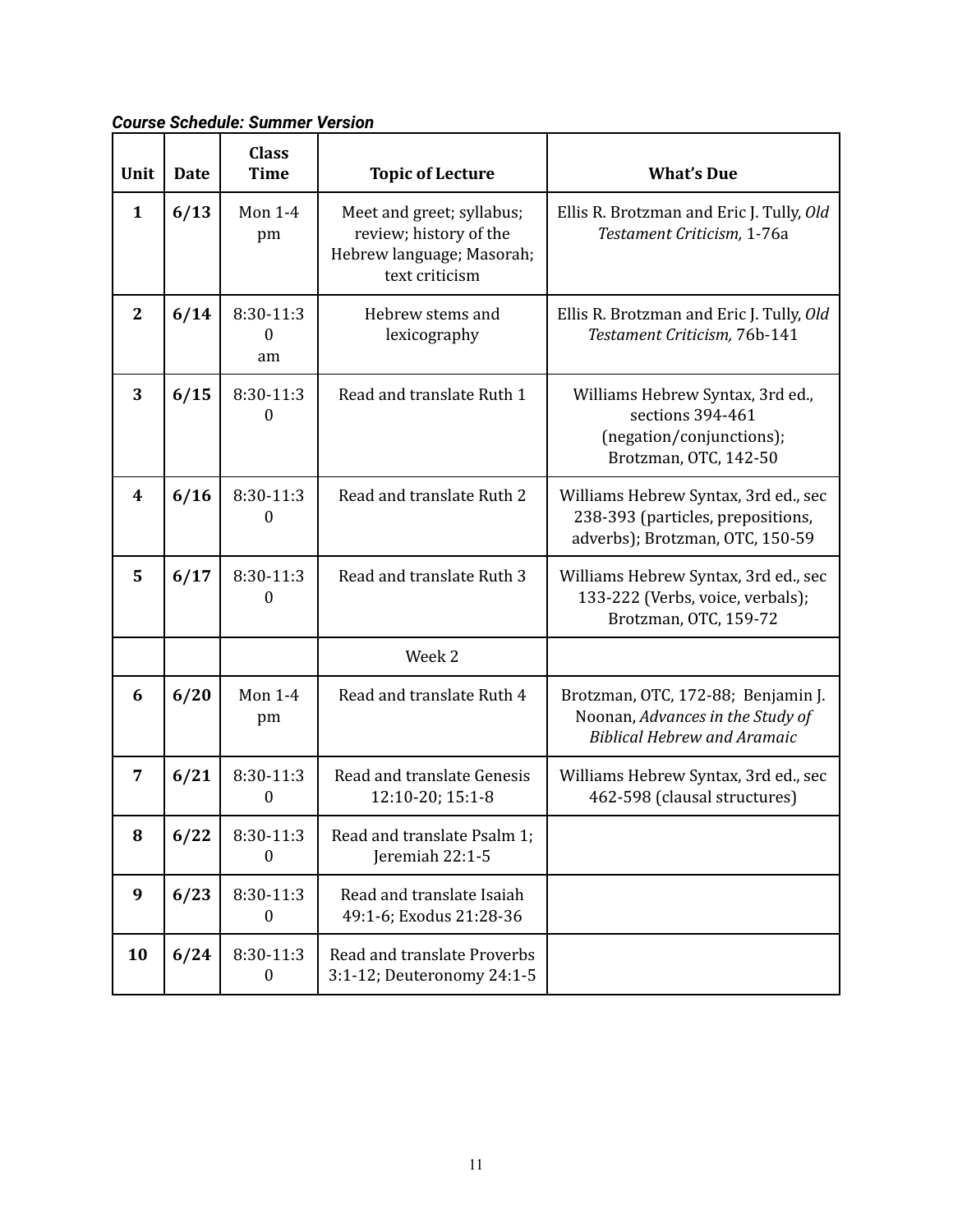***Course Schedule: Summer Version***

| Unit | Date | Class Time | Topic of Lecture | What's Due |
|---|---|---|---|---|
| **1** | **6/13** | Mon 1-4 pm | Meet and greet; syllabus; review; history of the Hebrew language; Masorah; text criticism | Ellis R. Brotzman and Eric J. Tully, *Old Testament Criticism,* 1-76a |
| **2** | **6/14** | 8:30-11:30 am | Hebrew stems and lexicography | Ellis R. Brotzman and Eric J. Tully, *Old Testament Criticism,* 76b-141 |
| **3** | **6/15** | 8:30-11:30 | Read and translate Ruth 1 | Williams Hebrew Syntax, 3rd ed., sections 394-461 (negation/conjunctions); Brotzman, OTC, 142-50 |
| **4** | **6/16** | 8:30-11:30 | Read and translate Ruth 2 | Williams Hebrew Syntax, 3rd ed., sec 238-393 (particles, prepositions, adverbs); Brotzman, OTC, 150-59 |
| **5** | **6/17** | 8:30-11:30 | Read and translate Ruth 3 | Williams Hebrew Syntax, 3rd ed., sec 133-222 (Verbs, voice, verbals); Brotzman, OTC, 159-72 |
| | | | Week 2 | |
| **6** | **6/20** | Mon 1-4 pm | Read and translate Ruth 4 | Brotzman, OTC, 172-88; Benjamin J. Noonan, *Advances in the Study of Biblical Hebrew and Aramaic* |
| **7** | **6/21** | 8:30-11:30 | Read and translate Genesis 12:10-20; 15:1-8 | Williams Hebrew Syntax, 3rd ed., sec 462-598 (clausal structures) |
| **8** | **6/22** | 8:30-11:30 | Read and translate Psalm 1; Jeremiah 22:1-5 | |
| **9** | **6/23** | 8:30-11:30 | Read and translate Isaiah 49:1-6; Exodus 21:28-36 | |
| **10** | **6/24** | 8:30-11:30 | Read and translate Proverbs 3:1-12; Deuteronomy 24:1-5 | |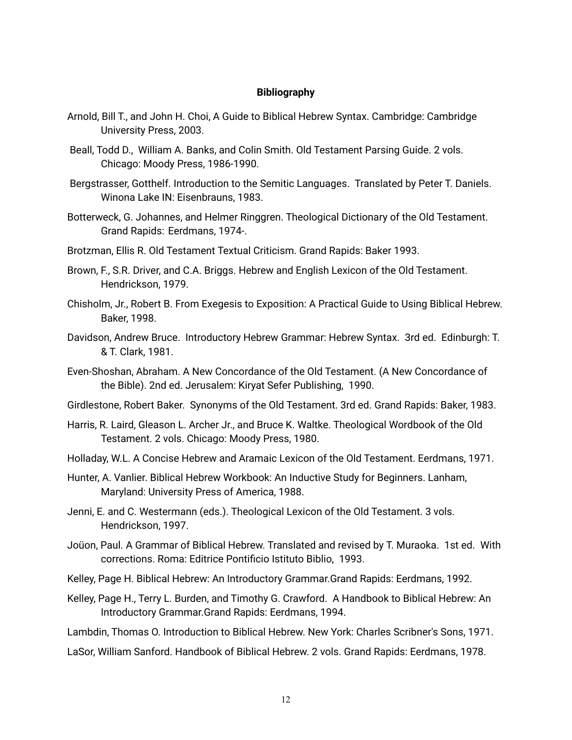**Bibliography**

Arnold, Bill T., and John H. Choi, A Guide to Biblical Hebrew Syntax. Cambridge: Cambridge University Press, 2003.

Beall, Todd D., William A. Banks, and Colin Smith. Old Testament Parsing Guide. 2 vols. Chicago: Moody Press, 1986-1990.

Bergstrasser, Gotthelf. Introduction to the Semitic Languages. Translated by Peter T. Daniels. Winona Lake IN: Eisenbrauns, 1983.

Botterweck, G. Johannes, and Helmer Ringgren. Theological Dictionary of the Old Testament. Grand Rapids: Eerdmans, 1974-.

Brotzman, Ellis R. Old Testament Textual Criticism. Grand Rapids: Baker 1993.

Brown, F., S.R. Driver, and C.A. Briggs. Hebrew and English Lexicon of the Old Testament. Hendrickson, 1979.

Chisholm, Jr., Robert B. From Exegesis to Exposition: A Practical Guide to Using Biblical Hebrew. Baker, 1998.

Davidson, Andrew Bruce. Introductory Hebrew Grammar: Hebrew Syntax. 3rd ed. Edinburgh: T. & T. Clark, 1981.

Even-Shoshan, Abraham. A New Concordance of the Old Testament. (A New Concordance of the Bible). 2nd ed. Jerusalem: Kiryat Sefer Publishing, 1990.

Girdlestone, Robert Baker. Synonyms of the Old Testament. 3rd ed. Grand Rapids: Baker, 1983.

Harris, R. Laird, Gleason L. Archer Jr., and Bruce K. Waltke. Theological Wordbook of the Old Testament. 2 vols. Chicago: Moody Press, 1980.

Holladay, W.L. A Concise Hebrew and Aramaic Lexicon of the Old Testament. Eerdmans, 1971.

Hunter, A. Vanlier. Biblical Hebrew Workbook: An Inductive Study for Beginners. Lanham, Maryland: University Press of America, 1988.

Jenni, E. and C. Westermann (eds.). Theological Lexicon of the Old Testament. 3 vols. Hendrickson, 1997.

Joüon, Paul. A Grammar of Biblical Hebrew. Translated and revised by T. Muraoka. 1st ed. With corrections. Roma: Editrice Pontificio Istituto Biblio, 1993.

Kelley, Page H. Biblical Hebrew: An Introductory Grammar.Grand Rapids: Eerdmans, 1992.

Kelley, Page H., Terry L. Burden, and Timothy G. Crawford. A Handbook to Biblical Hebrew: An Introductory Grammar.Grand Rapids: Eerdmans, 1994.

Lambdin, Thomas O. Introduction to Biblical Hebrew. New York: Charles Scribner's Sons, 1971.

LaSor, William Sanford. Handbook of Biblical Hebrew. 2 vols. Grand Rapids: Eerdmans, 1978.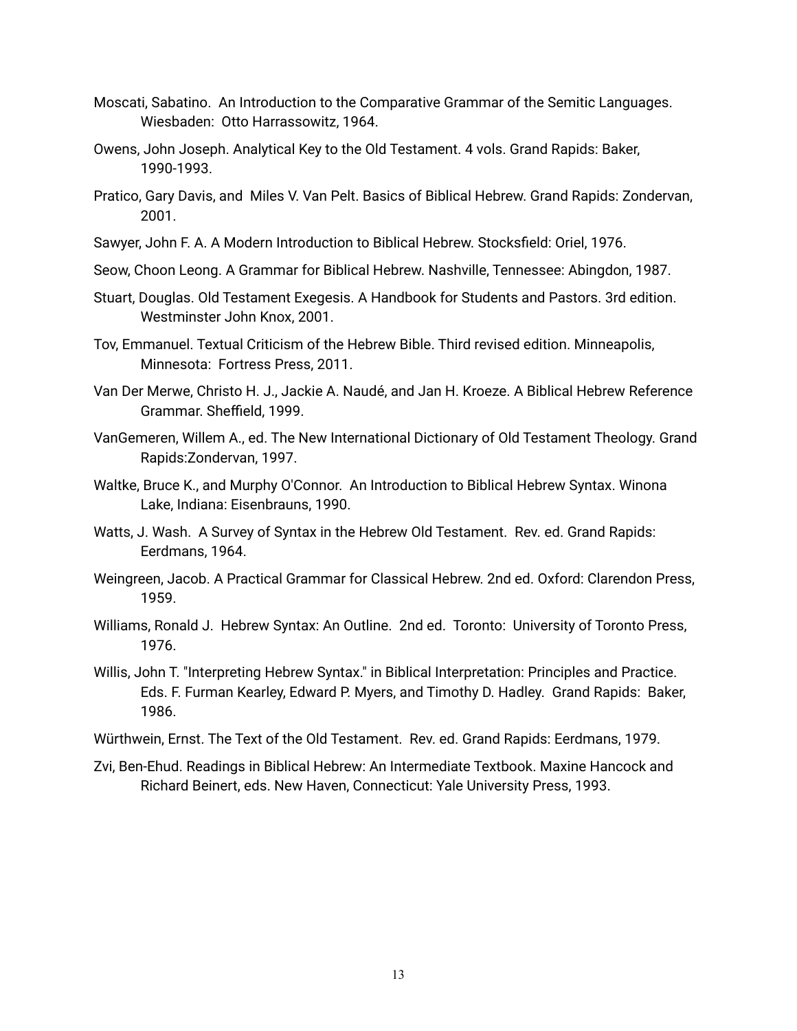Moscati, Sabatino.  An Introduction to the Comparative Grammar of the Semitic Languages. Wiesbaden:  Otto Harrassowitz, 1964.

Owens, John Joseph. Analytical Key to the Old Testament. 4 vols. Grand Rapids: Baker, 1990-1993.

Pratico, Gary Davis, and  Miles V. Van Pelt. Basics of Biblical Hebrew. Grand Rapids: Zondervan, 2001.

Sawyer, John F. A. A Modern Introduction to Biblical Hebrew. Stocksfield: Oriel, 1976.

Seow, Choon Leong. A Grammar for Biblical Hebrew. Nashville, Tennessee: Abingdon, 1987.

Stuart, Douglas. Old Testament Exegesis. A Handbook for Students and Pastors. 3rd edition. Westminster John Knox, 2001.

Tov, Emmanuel. Textual Criticism of the Hebrew Bible. Third revised edition. Minneapolis, Minnesota:  Fortress Press, 2011.

Van Der Merwe, Christo H. J., Jackie A. Naudé, and Jan H. Kroeze. A Biblical Hebrew Reference Grammar. Sheffield, 1999.

VanGemeren, Willem A., ed. The New International Dictionary of Old Testament Theology. Grand Rapids:Zondervan, 1997.

Waltke, Bruce K., and Murphy O'Connor.  An Introduction to Biblical Hebrew Syntax. Winona Lake, Indiana: Eisenbrauns, 1990.

Watts, J. Wash.  A Survey of Syntax in the Hebrew Old Testament.  Rev. ed. Grand Rapids: Eerdmans, 1964.

Weingreen, Jacob. A Practical Grammar for Classical Hebrew. 2nd ed. Oxford: Clarendon Press, 1959.

Williams, Ronald J.  Hebrew Syntax: An Outline.  2nd ed.  Toronto:  University of Toronto Press, 1976.

Willis, John T. "Interpreting Hebrew Syntax." in Biblical Interpretation: Principles and Practice. Eds. F. Furman Kearley, Edward P. Myers, and Timothy D. Hadley.  Grand Rapids:  Baker, 1986.

Würthwein, Ernst. The Text of the Old Testament.  Rev. ed. Grand Rapids: Eerdmans, 1979.

Zvi, Ben-Ehud. Readings in Biblical Hebrew: An Intermediate Textbook. Maxine Hancock and Richard Beinert, eds. New Haven, Connecticut: Yale University Press, 1993.